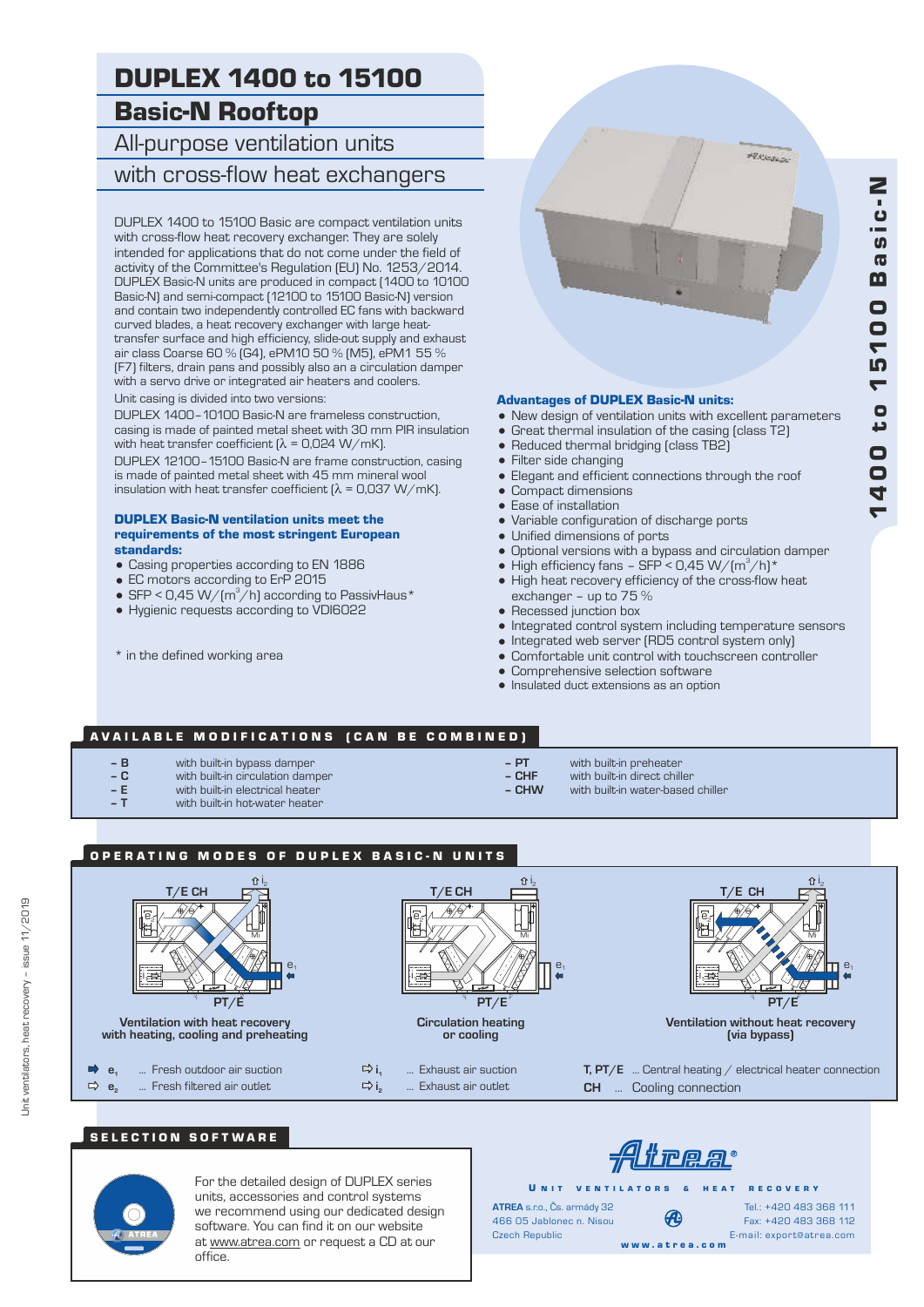# DUPLEX 1400 to 15100

## Basic-N Rooftop

All-purpose ventilation units

with cross-flow heat exchangers

DUPLEX 1400 to 15100 Basic are compact ventilation units with cross-flow heat recovery exchanger. They are solely intended for applications that do not come under the field of activity of the Committee's Regulation (EU) No. 1253/2014. DUPLEX Basic-N units are produced in compact (1400 to 10100 Basic-N) and semi-compact (12100 to 15100 Basic-N) version and contain two independently controlled EC fans with backward curved blades, a heat recovery exchanger with large heat-transfer surface and high efficiency, slide-out supply and exhaust air class Coarse 60 % (G4), ePM10 50 % (M5), ePM1 55 % (F7) filters, drain pans and possibly also an a circulation damper with a servo drive or integrated air heaters and coolers.

Unit casing is divided into two versions:

DUPLEX 1400–10100 Basic-N are frameless construction, casing is made of painted metal sheet with 30 mm PIR insulation with heat transfer coefficient (λ = 0,024 W/mK).

DUPLEX 12100–15100 Basic-N are frame construction, casing is made of painted metal sheet with 45 mm mineral wool insulation with heat transfer coefficient (λ = 0,037 W/mK).

**DUPLEX Basic-N ventilation units meet the requirements of the most stringent European standards:**

- Casing properties according to EN 1886
- EC motors according to ErP 2015
- SFP < 0,45 W/(m³/h) according to PassivHaus*
- Hygienic requests according to VDI6022

\* in the defined working area

**Advantages of DUPLEX Basic-N units:**

- New design of ventilation units with excellent parameters
- Great thermal insulation of the casing (class T2)
- Reduced thermal bridging (class TB2)
- Filter side changing
- Elegant and efficient connections through the roof
- Compact dimensions
- Ease of installation
- Variable configuration of discharge ports
- Unified dimensions of ports
- Optional versions with a bypass and circulation damper
- High efficiency fans – SFP < 0,45 W/(m³/h)*
- High heat recovery efficiency of the cross-flow heat exchanger – up to 75 %
- Recessed junction box
- Integrated control system including temperature sensors
- Integrated web server (RD5 control system only)
- Comfortable unit control with touchscreen controller
- Comprehensive selection software
- Insulated duct extensions as an option

## AVAILABLE MODIFICATIONS (CAN BE COMBINED)

| | |
|---|---|
| **– B** | with built-in bypass damper |
| **– C** | with built-in circulation damper |
| **– E** | with built-in electrical heater |
| **– T** | with built-in hot-water heater |
| **– PT** | with built-in preheater |
| **– CHF** | with built-in direct chiller |
| **– CHW** | with built-in water-based chiller |

## OPERATING MODES OF DUPLEX BASIC-N UNITS

T/E CH
$i_2$
Mi
$e_1$
PT/E

**Ventilation with heat recovery with heating, cooling and preheating**

T/E CH
$i_2$
Mi
$e_1$
PT/E

**Circulation heating or cooling**

T/E CH
$i_2$
Mi
$e_1$
PT/E

**Ventilation without heat recovery (via bypass)**

- $e_1$ ... Fresh outdoor air suction
- $e_2$ ... Fresh filtered air outlet
- $i_1$ ... Exhaust air suction
- $i_2$ ... Exhaust air outlet
- **T, PT/E** ... Central heating / electrical heater connection
- **CH** ... Cooling connection

## SELECTION SOFTWARE

For the detailed design of DUPLEX series units, accessories and control systems we recommend using our dedicated design software. You can find it on our website at www.atrea.com or request a CD at our office.

Atrea®

UNIT VENTILATORS & HEAT RECOVERY

**ATREA** s.r.o., Čs. armády 32
466 05 Jablonec n. Nisou
Czech Republic

Tel.: +420 483 368 111
Fax: +420 483 368 112
E-mail: export@atrea.com

www.atrea.com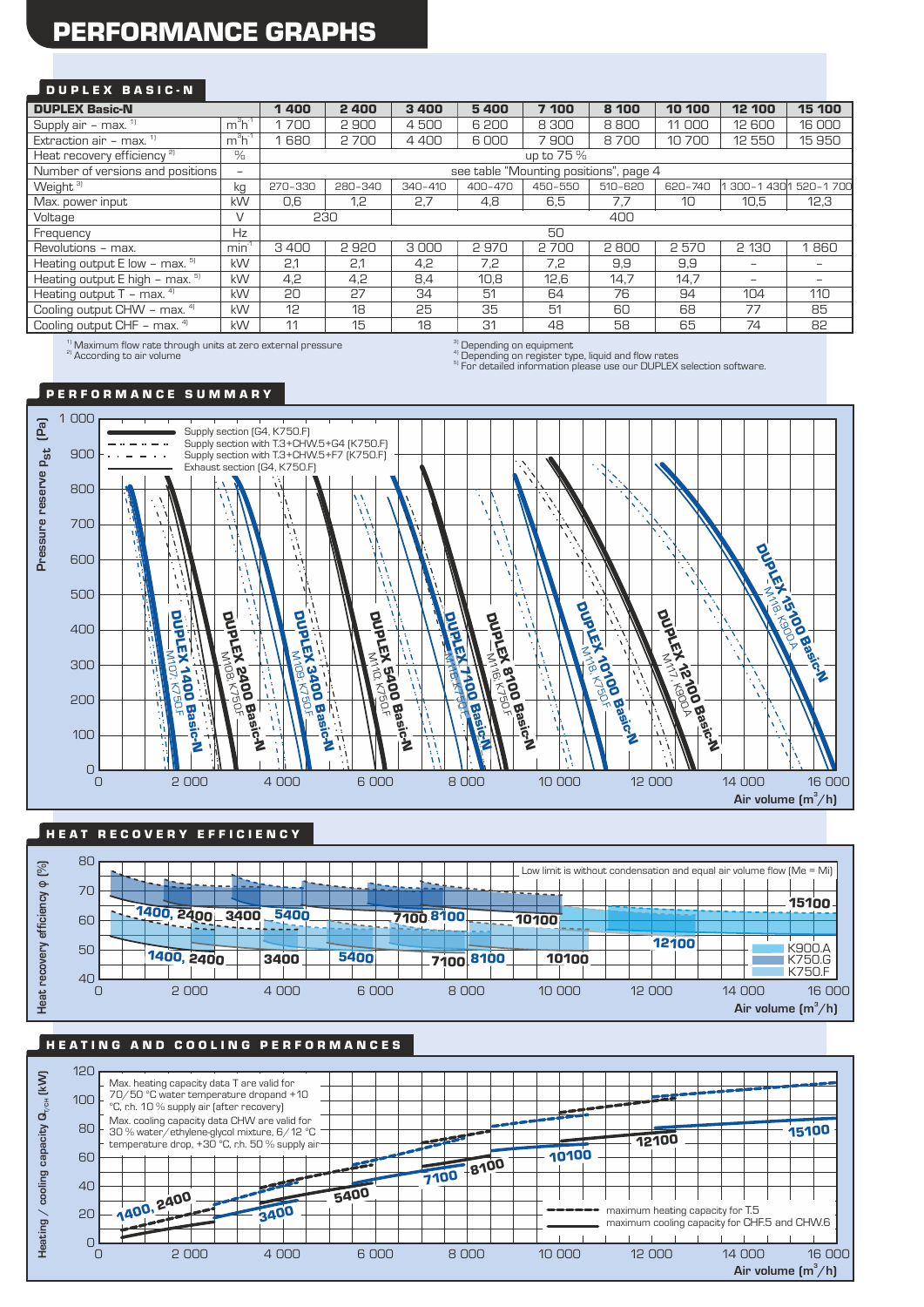# PERFORMANCE GRAPHS

## DUPLEX BASIC-N

| DUPLEX Basic-N | | 1 400 | 2 400 | 3 400 | 5 400 | 7 100 | 8 100 | 10 100 | 12 100 | 15 100 |
|---|---|---|---|---|---|---|---|---|---|---|
| Supply air – max. [1] | $m^3h^{-1}$ | 1 700 | 2 900 | 4 500 | 6 200 | 8 300 | 8 800 | 11 000 | 12 600 | 16 000 |
| Extraction air – max. [1] | $m^3h^{-1}$ | 1 680 | 2 700 | 4 400 | 6 000 | 7 900 | 8 700 | 10 700 | 12 550 | 15 950 |
| Heat recovery efficiency [2] | % | up to 75 % | | | | | | | | |
| Number of versions and positions | – | see table "Mounting positions", page 4 | | | | | | | | |
| Weight [3] | kg | 270–330 | 280–340 | 340–410 | 400–470 | 450–550 | 510–620 | 620–740 | 1 300–1 430 | 1 520–1 700 |
| Max. power input | kW | 0,6 | 1,2 | 2,7 | 4,8 | 6,5 | 7,7 | 10 | 10,5 | 12,3 |
| Voltage | V | 230 | | 400 | | | | | | |
| Frequency | Hz | 50 | | | | | | | | |
| Revolutions – max. | $min^{-1}$ | 3 400 | 2 920 | 3 000 | 2 970 | 2 700 | 2 800 | 2 570 | 2 130 | 1 860 |
| Heating output E low – max. [5] | kW | 2,1 | 2,1 | 4,2 | 7,2 | 7,2 | 9,9 | 9,9 | – | – |
| Heating output E high – max. [5] | kW | 4,2 | 4,2 | 8,4 | 10,8 | 12,6 | 14,7 | 14,7 | – | – |
| Heating output T – max. [4] | kW | 20 | 27 | 34 | 51 | 64 | 76 | 94 | 104 | 110 |
| Cooling output CHW – max. [4] | kW | 12 | 18 | 25 | 35 | 51 | 60 | 68 | 77 | 85 |
| Cooling output CHF – max. [4] | kW | 11 | 15 | 18 | 31 | 48 | 58 | 65 | 74 | 82 |

[1] Maximum flow rate through units at zero external pressure
[2] According to air volume
[3] Depending on equipment
[4] Depending on register type, liquid and flow rates
[5] For detailed information please use our DUPLEX selection software.

## PERFORMANCE SUMMARY

Pressure reserve $p_{st}$ (Pa) vs. Air volume ($m^3/h$)

- Supply section (G4, K750.F)
- Supply section with T.3+CHW.5+G4 (K750.F)
- Supply section with T.3+CHW.5+F7 (K750.F)
- Exhaust section (G4, K750.F)

DUPLEX 1400 Basic-N M107, K750.F; DUPLEX 2400 Basic-N M108, K750.F; DUPLEX 3400 Basic-N M109, K750.F; DUPLEX 5400 Basic-N M110, K750.F; DUPLEX 7100 Basic-N M116, K750.F; DUPLEX 8100 Basic-N M116, K750.F; DUPLEX 10100 Basic-N M118, K750.F; DUPLEX 12100 Basic-N M117, K900.A; DUPLEX 15100 Basic-N M118, K900.A

## HEAT RECOVERY EFFICIENCY

Heat recovery efficiency φ (%) vs. Air volume ($m^3/h$)

Low limit is without condensation and equal air volume flow (Me = Mi)

K900.A / K750.G / K750.F

## HEATING AND COOLING PERFORMANCES

Heating / cooling capacity $Q_{T/CH}$ (kW) vs. Air volume ($m^3/h$)

Max. heating capacity data T are valid for 70/50 °C water temperature dropand +10 °C, r.h. 10 % supply air (after recovery)

Max. cooling capacity data CHW are valid for 30 % water/ethylene-glycol mixture, 6/12 °C temperature drop, +30 °C, r.h. 50 % supply air

- maximum heating capacity for T.5
- maximum cooling capacity for CHF.5 and CHW.6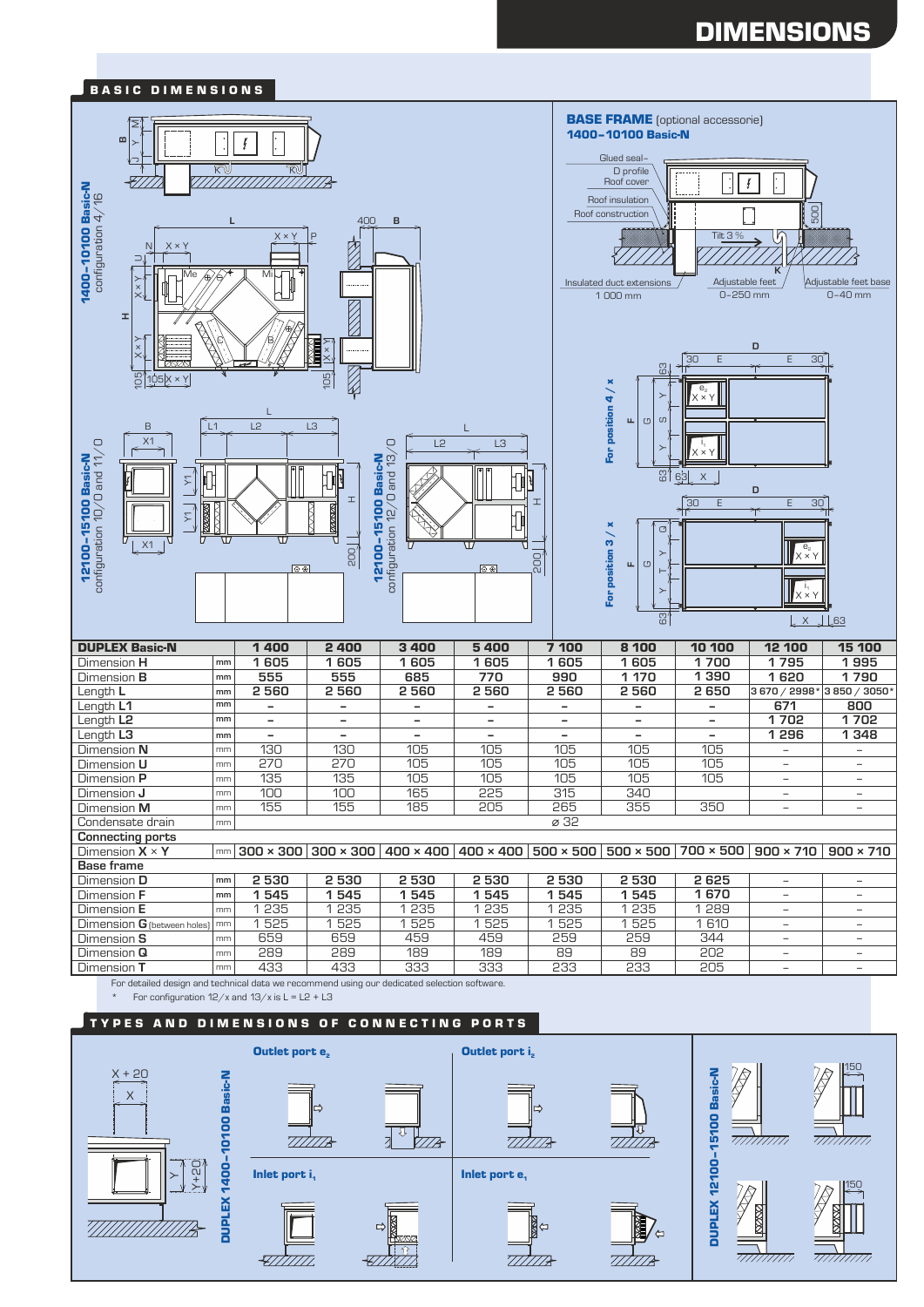# DIMENSIONS

## BASIC DIMENSIONS

1400–10100 Basic-N
configuration 4/16

12100–15100 Basic-N
configuration 10/0 and 11/0

12100–15100 Basic-N
configuration 12/0 and 13/0

**BASE FRAME** (optional accessorie)
**1400–10100 Basic-N**

Glued seal–
D profile
Roof cover
Roof insulation
Roof construction
Tilt 3 %
Insulated duct extensions
1 000 mm
Adjustable feet
0–250 mm
Adjustable feet base
0–40 mm

For position 4/x

For position 3/x

| DUPLEX Basic-N | | 1 400 | 2 400 | 3 400 | 5 400 | 7 100 | 8 100 | 10 100 | 12 100 | 15 100 |
|---|---|---|---|---|---|---|---|---|---|---|
| Dimension **H** | mm | 1 605 | 1 605 | 1 605 | 1 605 | 1 605 | 1 605 | 1 700 | 1 795 | 1 995 |
| Dimension **B** | mm | 555 | 555 | 685 | 770 | 990 | 1 170 | 1 390 | 1 620 | 1 790 |
| Length **L** | mm | 2 560 | 2 560 | 2 560 | 2 560 | 2 560 | 2 560 | 2 650 | 3 670 / 2998* | 3 850 / 3050* |
| Length **L1** | mm | – | – | – | – | – | – | – | 671 | 800 |
| Length **L2** | mm | – | – | – | – | – | – | – | 1 702 | 1 702 |
| Length **L3** | mm | – | – | – | – | – | – | – | 1 296 | 1 348 |
| Dimension **N** | mm | 130 | 130 | 105 | 105 | 105 | 105 | 105 | – | – |
| Dimension **U** | mm | 270 | 270 | 105 | 105 | 105 | 105 | 105 | – | – |
| Dimension **P** | mm | 135 | 135 | 105 | 105 | 105 | 105 | 105 | – | – |
| Dimension **J** | mm | 100 | 100 | 165 | 225 | 315 | 340 | | – | – |
| Dimension **M** | mm | 155 | 155 | 185 | 205 | 265 | 355 | 350 | – | – |
| Condensate drain | mm | ⌀ 32 | | | | | | | | |
| **Connecting ports** | | | | | | | | | | |
| Dimension **X × Y** | mm | 300 × 300 | 300 × 300 | 400 × 400 | 400 × 400 | 500 × 500 | 500 × 500 | 700 × 500 | 900 × 710 | 900 × 710 |
| **Base frame** | | | | | | | | | | |
| Dimension **D** | mm | 2 530 | 2 530 | 2 530 | 2 530 | 2 530 | 2 530 | 2 625 | – | – |
| Dimension **F** | mm | 1 545 | 1 545 | 1 545 | 1 545 | 1 545 | 1 545 | 1 670 | – | – |
| Dimension **E** | mm | 1 235 | 1 235 | 1 235 | 1 235 | 1 235 | 1 235 | 1 289 | – | – |
| Dimension **G** (between holes) | mm | 1 525 | 1 525 | 1 525 | 1 525 | 1 525 | 1 525 | 1 610 | – | – |
| Dimension **S** | mm | 659 | 659 | 459 | 459 | 259 | 259 | 344 | – | – |
| Dimension **Q** | mm | 289 | 289 | 189 | 189 | 89 | 89 | 202 | – | – |
| Dimension **T** | mm | 433 | 433 | 333 | 333 | 233 | 233 | 205 | – | – |

For detailed design and technical data we recommend using our dedicated selection software.

\* For configuration 12/x and 13/x is L = L2 + L3

## TYPES AND DIMENSIONS OF CONNECTING PORTS

DUPLEX 1400–10100 Basic-N

**Outlet port $e_2$**

**Outlet port $i_2$**

**Inlet port $i_1$**

**Inlet port $e_1$**

DUPLEX 12100–15100 Basic-N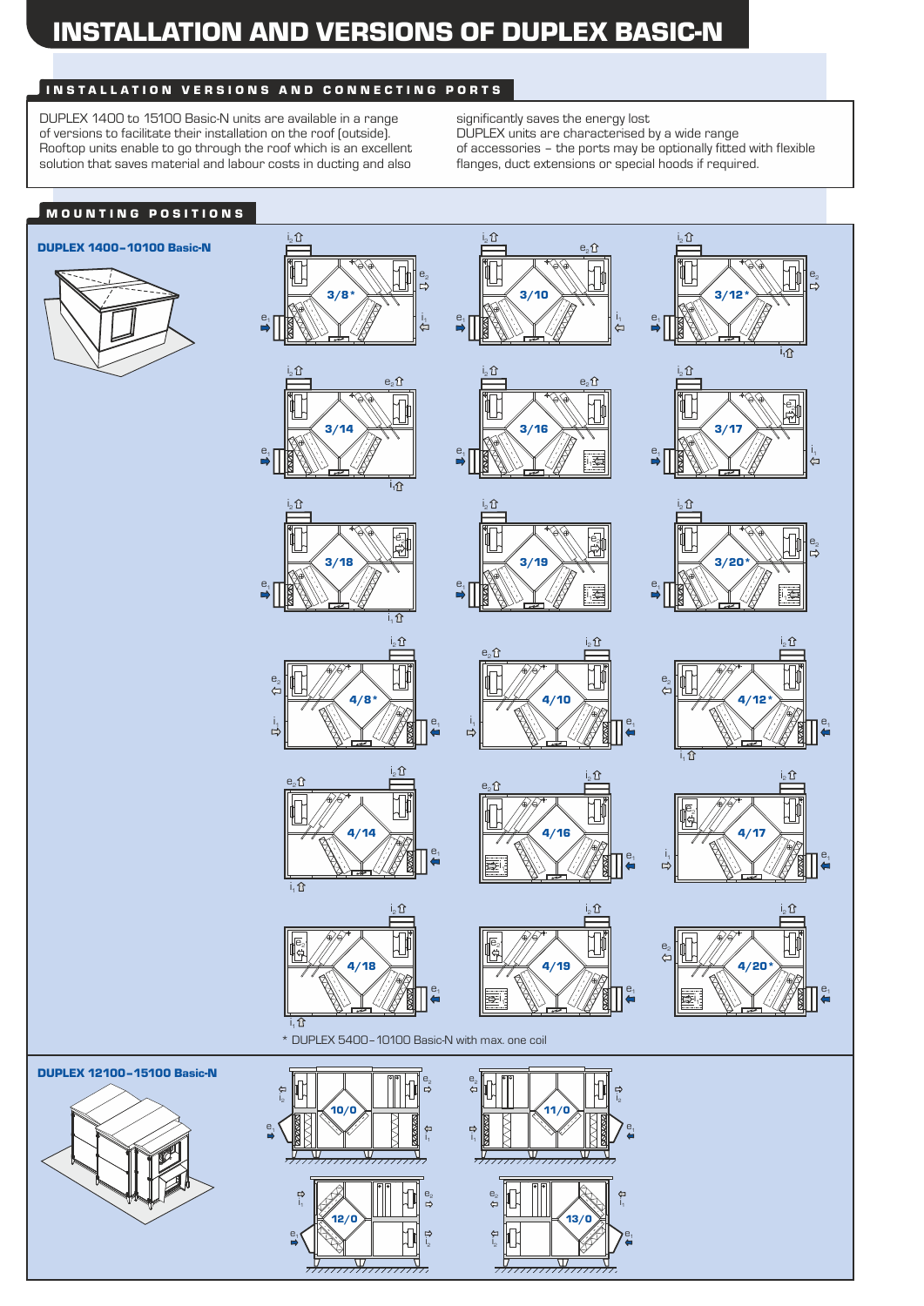# INSTALLATION AND VERSIONS OF DUPLEX BASIC-N

## INSTALLATION VERSIONS AND CONNECTING PORTS

DUPLEX 1400 to 15100 Basic-N units are available in a range of versions to facilitate their installation on the roof (outside). Rooftop units enable to go through the roof which is an excellent solution that saves material and labour costs in ducting and also significantly saves the energy lost

DUPLEX units are characterised by a wide range of accessories – the ports may be optionally fitted with flexible flanges, duct extensions or special hoods if required.

## MOUNTING POSITIONS

### DUPLEX 1400–10100 Basic-N

3/8*
3/10
3/12*
3/14
3/16
3/17
3/18
3/19
3/20*
4/8*
4/10
4/12*
4/14
4/16
4/17
4/18
4/19
4/20*

$e_1$, $e_2$, $i_1$, $i_2$

\* DUPLEX 5400–10100 Basic-N with max. one coil

### DUPLEX 12100–15100 Basic-N

10/0
11/0
12/0
13/0

$e_1$, $e_2$, $i_1$, $i_2$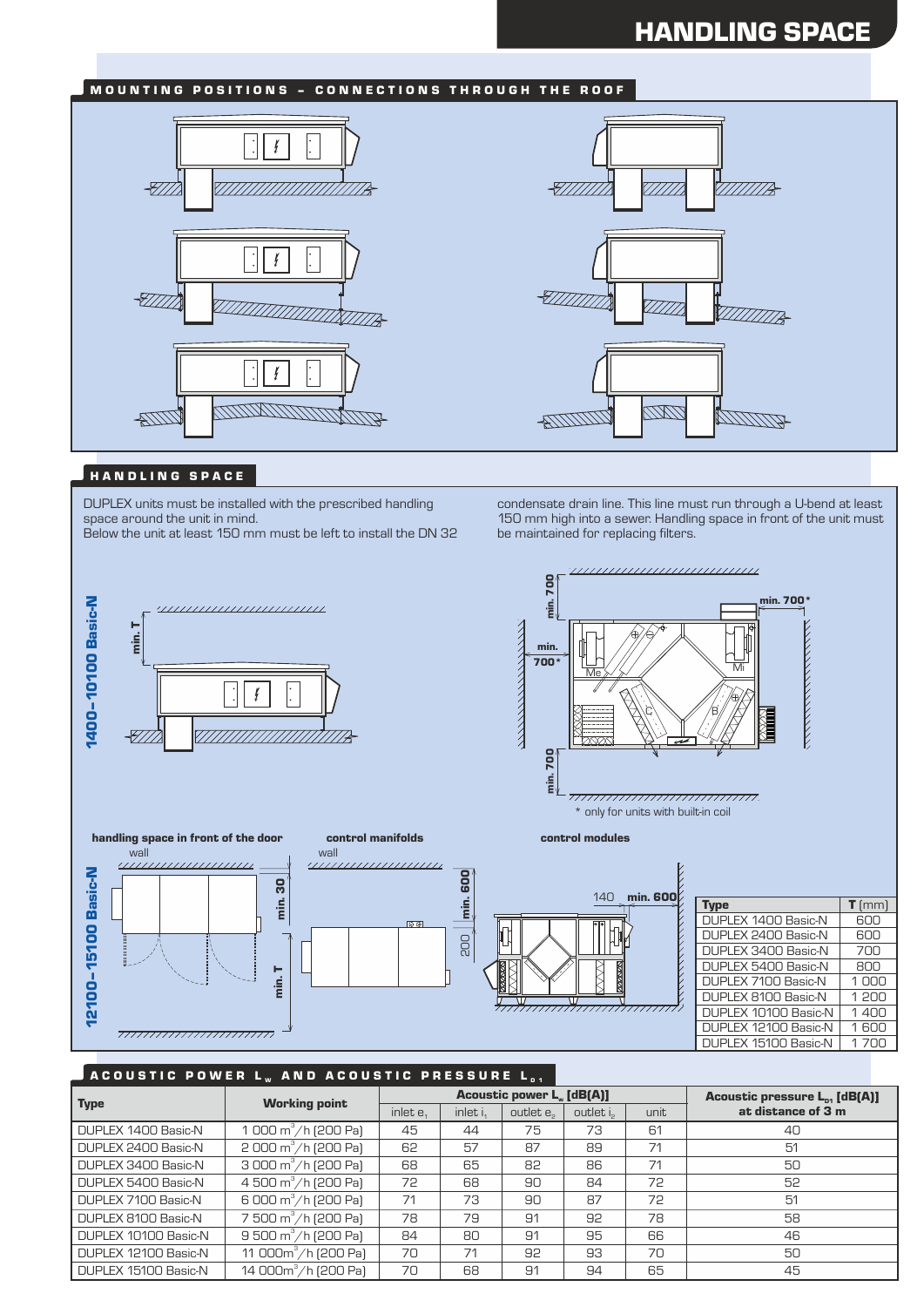# HANDLING SPACE

## MOUNTING POSITIONS – CONNECTIONS THROUGH THE ROOF

## HANDLING SPACE

DUPLEX units must be installed with the prescribed handling space around the unit in mind.
Below the unit at least 150 mm must be left to install the DN 32 condensate drain line. This line must run through a U-bend at least 150 mm high into a sewer. Handling space in front of the unit must be maintained for replacing filters.

1400–10100 Basic-N

min. T

min. 700

min. 700*

min. 700*

Me

Mi

C

B

min. 700

\* only for units with built-in coil

12100–15100 Basic-N

handling space in front of the door

wall

min. 30

min. T

control manifolds

wall

min. 600

200

control modules

140

min. 600

| Type | T (mm) |
|---|---|
| DUPLEX 1400 Basic-N | 600 |
| DUPLEX 2400 Basic-N | 600 |
| DUPLEX 3400 Basic-N | 700 |
| DUPLEX 5400 Basic-N | 800 |
| DUPLEX 7100 Basic-N | 1 000 |
| DUPLEX 8100 Basic-N | 1 200 |
| DUPLEX 10100 Basic-N | 1 400 |
| DUPLEX 12100 Basic-N | 1 600 |
| DUPLEX 15100 Basic-N | 1 700 |

## ACOUSTIC POWER $L_w$ AND ACOUSTIC PRESSURE $L_{p1}$

| Type | Working point | Acoustic power $L_w$ [dB(A)] | | | | | Acoustic pressure $L_{p1}$ [dB(A)] at distance of 3 m |
|---|---|---|---|---|---|---|---|
| | | inlet $e_1$ | inlet $i_1$ | outlet $e_2$ | outlet $i_2$ | unit | |
| DUPLEX 1400 Basic-N | 1 000 $m^3$/h (200 Pa) | 45 | 44 | 75 | 73 | 61 | 40 |
| DUPLEX 2400 Basic-N | 2 000 $m^3$/h (200 Pa) | 62 | 57 | 87 | 89 | 71 | 51 |
| DUPLEX 3400 Basic-N | 3 000 $m^3$/h (200 Pa) | 68 | 65 | 82 | 86 | 71 | 50 |
| DUPLEX 5400 Basic-N | 4 500 $m^3$/h (200 Pa) | 72 | 68 | 90 | 84 | 72 | 52 |
| DUPLEX 7100 Basic-N | 6 000 $m^3$/h (200 Pa) | 71 | 73 | 90 | 87 | 72 | 51 |
| DUPLEX 8100 Basic-N | 7 500 $m^3$/h (200 Pa) | 78 | 79 | 91 | 92 | 78 | 58 |
| DUPLEX 10100 Basic-N | 9 500 $m^3$/h (200 Pa) | 84 | 80 | 91 | 95 | 66 | 46 |
| DUPLEX 12100 Basic-N | 11 000 $m^3$/h (200 Pa) | 70 | 71 | 92 | 93 | 70 | 50 |
| DUPLEX 15100 Basic-N | 14 000 $m^3$/h (200 Pa) | 70 | 68 | 91 | 94 | 65 | 45 |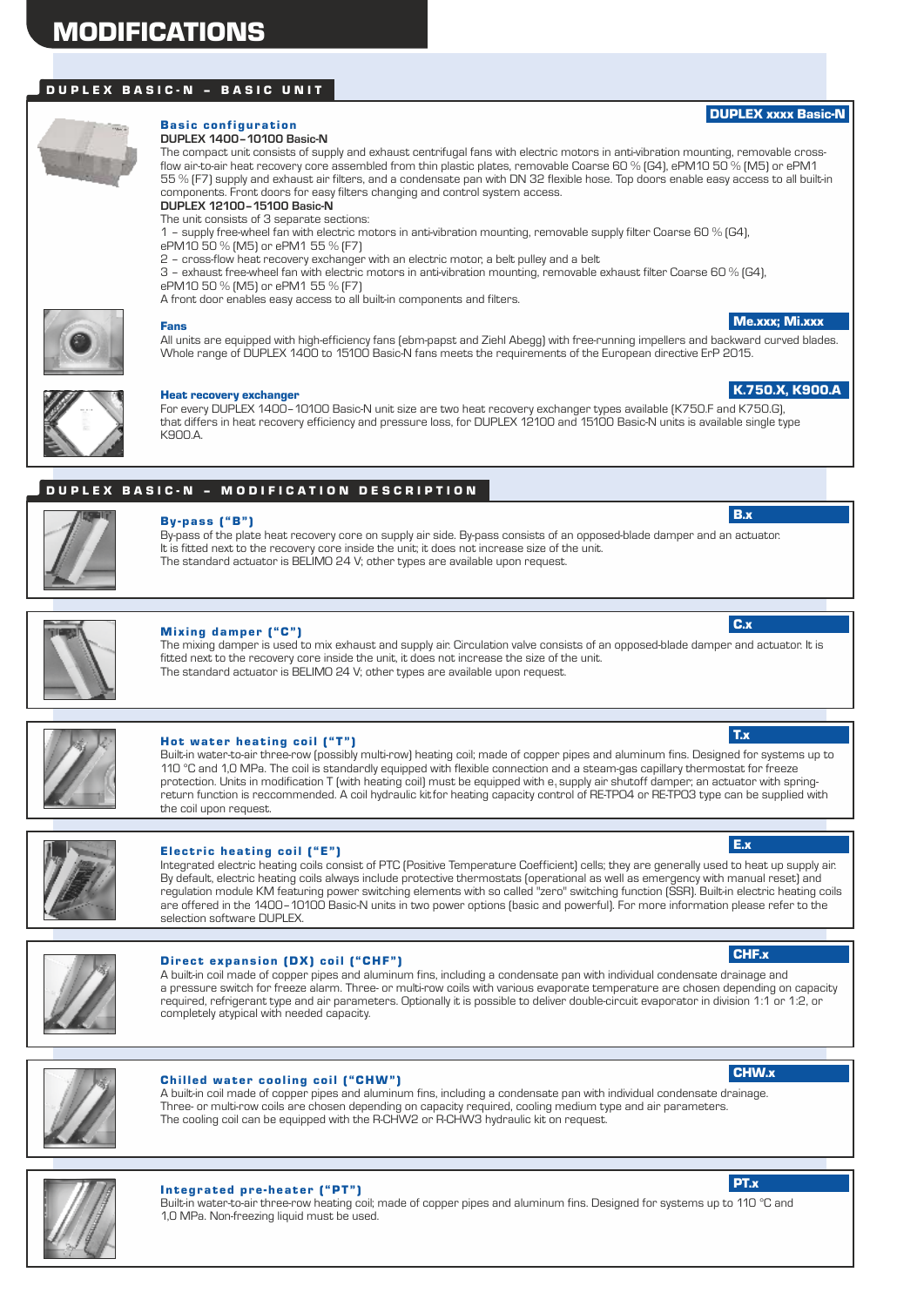# MODIFICATIONS

## DUPLEX BASIC-N – BASIC UNIT

**DUPLEX xxxx Basic-N**

### Basic configuration

**DUPLEX 1400–10100 Basic-N**

The compact unit consists of supply and exhaust centrifugal fans with electric motors in anti-vibration mounting, removable cross-flow air-to-air heat recovery core assembled from thin plastic plates, removable Coarse 60 % (G4), ePM10 50 % (M5) or ePM1 55 % (F7) supply and exhaust air filters, and a condensate pan with DN 32 flexible hose. Top doors enable easy access to all built-in components. Front doors for easy filters changing and control system access.

**DUPLEX 12100–15100 Basic-N**

The unit consists of 3 separate sections:

1 – supply free-wheel fan with electric motors in anti-vibration mounting, removable supply filter Coarse 60 % (G4), ePM10 50 % (M5) or ePM1 55 % (F7)

2 – cross-flow heat recovery exchanger with an electric motor, a belt pulley and a belt

3 – exhaust free-wheel fan with electric motors in anti-vibration mounting, removable exhaust filter Coarse 60 % (G4), ePM10 50 % (M5) or ePM1 55 % (F7)

A front door enables easy access to all built-in components and filters.

**Me.xxx; Mi.xxx**

### Fans

All units are equipped with high-efficiency fans (ebm-papst and Ziehl Abegg) with free-running impellers and backward curved blades. Whole range of DUPLEX 1400 to 15100 Basic-N fans meets the requirements of the European directive ErP 2015.

**K.750.X, K900.A**

### Heat recovery exchanger

For every DUPLEX 1400–10100 Basic-N unit size are two heat recovery exchanger types available (K750.F and K750.G), that differs in heat recovery efficiency and pressure loss, for DUPLEX 12100 and 15100 Basic-N units is available single type K900.A.

## DUPLEX BASIC-N – MODIFICATION DESCRIPTION

**B.x**

### By-pass ("B")

By-pass of the plate heat recovery core on supply air side. By-pass consists of an opposed-blade damper and an actuator. It is fitted next to the recovery core inside the unit; it does not increase size of the unit.
The standard actuator is BELIMO 24 V; other types are available upon request.

**C.x**

### Mixing damper ("C")

The mixing damper is used to mix exhaust and supply air. Circulation valve consists of an opposed-blade damper and actuator. It is fitted next to the recovery core inside the unit, it does not increase the size of the unit.
The standard actuator is BELIMO 24 V; other types are available upon request.

**T.x**

### Hot water heating coil ("T")

Built-in water-to-air three-row (possibly multi-row) heating coil; made of copper pipes and aluminum fins. Designed for systems up to 110 °C and 1,0 MPa. The coil is standardly equipped with flexible connection and a steam-gas capillary thermostat for freeze protection. Units in modification T (with heating coil) must be equipped with e, supply air shutoff damper; an actuator with spring-return function is reccommended. A coil hydraulic kit for heating capacity control of RE-TPO4 or RE-TPO3 type can be supplied with the coil upon request.

**E.x**

### Electric heating coil ("E")

Integrated electric heating coils consist of PTC (Positive Temperature Coefficient) cells; they are generally used to heat up supply air. By default, electric heating coils always include protective thermostats (operational as well as emergency with manual reset) and regulation module KM featuring power switching elements with so called "zero" switching function (SSR). Built-in electric heating coils are offered in the 1400–10100 Basic-N units in two power options (basic and powerful). For more information please refer to the selection software DUPLEX.

**CHF.x**

### Direct expansion (DX) coil ("CHF")

A built-in coil made of copper pipes and aluminum fins, including a condensate pan with individual condensate drainage and a pressure switch for freeze alarm. Three- or multi-row coils with various evaporate temperature are chosen depending on capacity required, refrigerant type and air parameters. Optionally it is possible to deliver double-circuit evaporator in division 1:1 or 1:2, or completely atypical with needed capacity.

**CHW.x**

### Chilled water cooling coil ("CHW")

A built-in coil made of copper pipes and aluminum fins, including a condensate pan with individual condensate drainage. Three- or multi-row coils are chosen depending on capacity required, cooling medium type and air parameters.
The cooling coil can be equipped with the R-CHW2 or R-CHW3 hydraulic kit on request.

**PT.x**

### Integrated pre-heater ("PT")

Built-in water-to-air three-row heating coil; made of copper pipes and aluminum fins. Designed for systems up to 110 °C and 1,0 MPa. Non-freezing liquid must be used.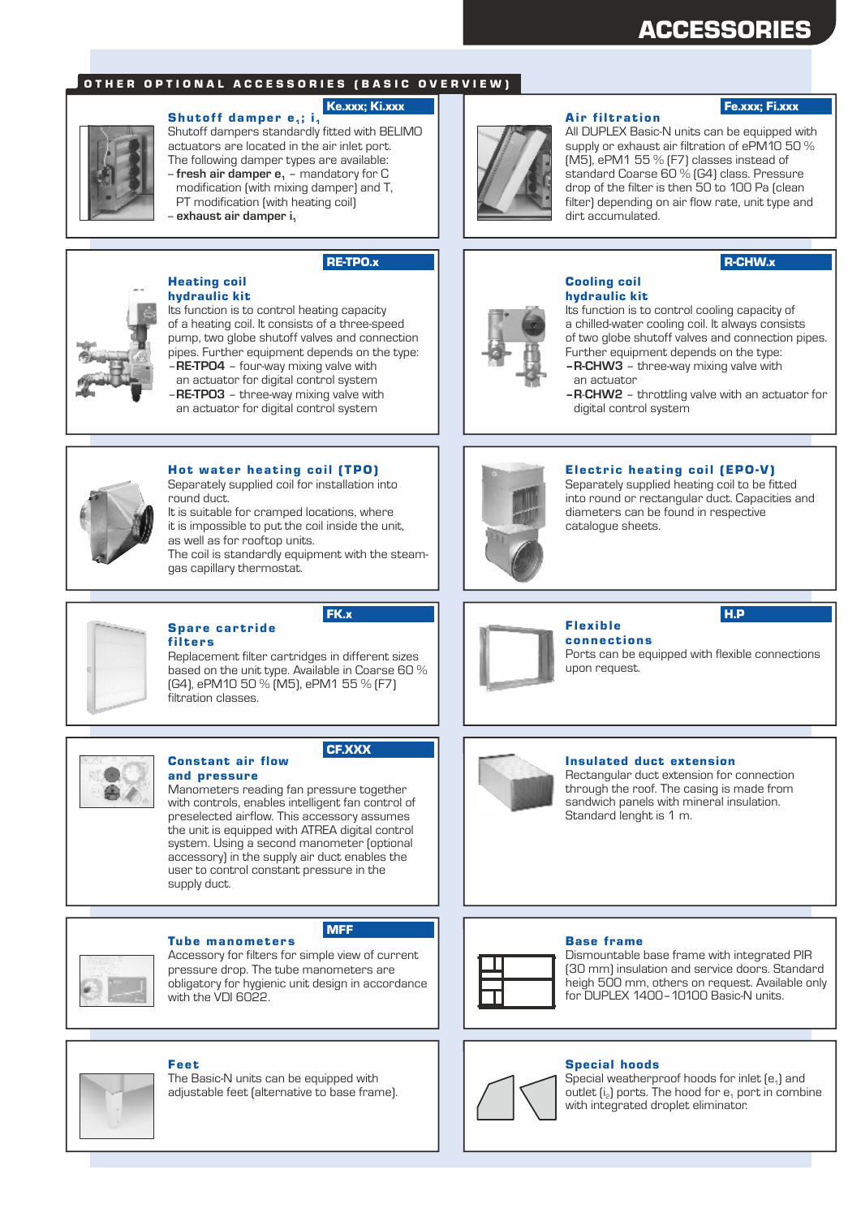# ACCESSORIES

## OTHER OPTIONAL ACCESSORIES (BASIC OVERVIEW)

### Shutoff damper $e_1$; $i_1$

Ke.xxx; Ki.xxx

Shutoff dampers standardly fitted with BELIMO actuators are located in the air inlet port. The following damper types are available:

- **fresh air damper $e_1$** – mandatory for C modification (with mixing damper) and T, PT modification (with heating coil)
- **exhaust air damper $i_1$**

### Air filtration

Fe.xxx; Fi.xxx

All DUPLEX Basic-N units can be equipped with supply or exhaust air filtration of ePM10 50 % (M5), ePM1 55 % (F7) classes instead of standard Coarse 60 % (G4) class. Pressure drop of the filter is then 50 to 100 Pa (clean filter) depending on air flow rate, unit type and dirt accumulated.

### Heating coil hydraulic kit

RE-TPO.x

Its function is to control heating capacity of a heating coil. It consists of a three-speed pump, two globe shutoff valves and connection pipes. Further equipment depends on the type:

- **RE-TPO4** – four-way mixing valve with an actuator for digital control system
- **RE-TPO3** – three-way mixing valve with an actuator for digital control system

### Cooling coil hydraulic kit

R-CHW.x

Its function is to control cooling capacity of a chilled-water cooling coil. It always consists of two globe shutoff valves and connection pipes. Further equipment depends on the type:

- **R-CHW3** – three-way mixing valve with an actuator
- **R-CHW2** – throttling valve with an actuator for digital control system

### Hot water heating coil (TPO)

Separately supplied coil for installation into round duct.
It is suitable for cramped locations, where it is impossible to put the coil inside the unit, as well as for rooftop units.
The coil is standardly equipment with the steam-gas capillary thermostat.

### Electric heating coil (EPO-V)

Separately supplied heating coil to be fitted into round or rectangular duct. Capacities and diameters can be found in respective catalogue sheets.

### Spare cartridge filters

FK.x

Replacement filter cartridges in different sizes based on the unit type. Available in Coarse 60 % (G4), ePM10 50 % (M5), ePM1 55 % (F7) filtration classes.

### Flexible connections

H.P

Ports can be equipped with flexible connections upon request.

### Constant air flow and pressure

CF.XXX

Manometers reading fan pressure together with controls, enables intelligent fan control of preselected airflow. This accessory assumes the unit is equipped with ATREA digital control system. Using a second manometer (optional accessory) in the supply air duct enables the user to control constant pressure in the supply duct.

### Insulated duct extension

Rectangular duct extension for connection through the roof. The casing is made from sandwich panels with mineral insulation. Standard lenght is 1 m.

### Tube manometers

MFF

Accessory for filters for simple view of current pressure drop. The tube manometers are obligatory for hygienic unit design in accordance with the VDI 6022.

### Base frame

Dismountable base frame with integrated PIR (30 mm) insulation and service doors. Standard heigh 500 mm, others on request. Available only for DUPLEX 1400–10100 Basic-N units.

### Feet

The Basic-N units can be equipped with adjustable feet (alternative to base frame).

### Special hoods

Special weatherproof hoods for inlet ($e_1$) and outlet ($i_2$) ports. The hood for $e_1$ port in combine with integrated droplet eliminator.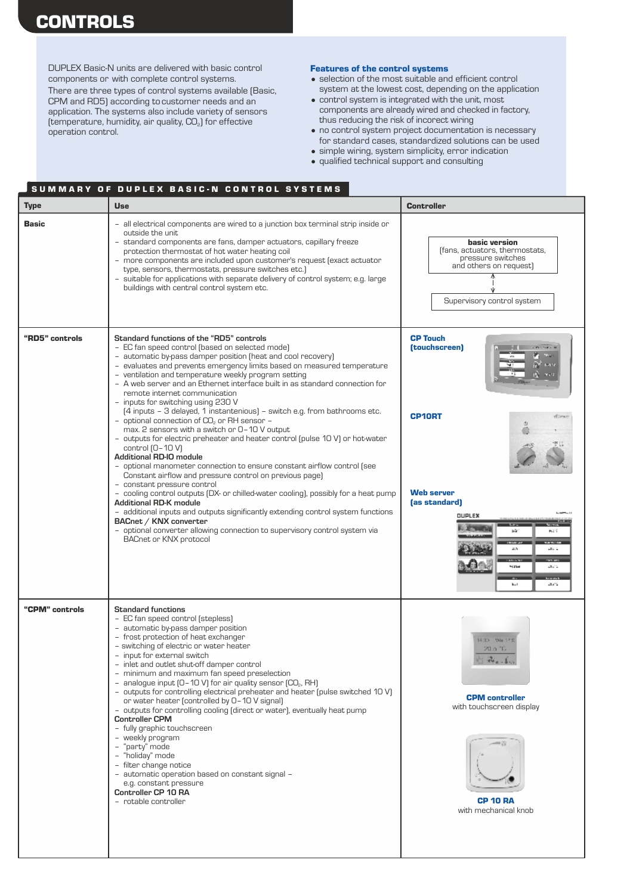# CONTROLS

DUPLEX Basic-N units are delivered with basic control components or with complete control systems.
There are three types of control systems available (Basic, CPM and RD5) according to customer needs and an application. The systems also include variety of sensors (temperature, humidity, air quality, $CO_2$) for effective operation control.

### Features of the control systems

- selection of the most suitable and efficient control system at the lowest cost, depending on the application
- control system is integrated with the unit, most components are already wired and checked in factory, thus reducing the risk of incorrect wiring
- no control system project documentation is necessary for standard cases, standardized solutions can be used
- simple wiring, system simplicity, error indication
- qualified technical support and consulting

## SUMMARY OF DUPLEX BASIC-N CONTROL SYSTEMS

| Type | Use | Controller |
|---|---|---|
| **Basic** | – all electrical components are wired to a junction box terminal strip inside or outside the unit<br>– standard components are fans, damper actuators, capillary freeze protection thermostat of hot water heating coil<br>– more components are included upon customer's request (exact actuator type, sensors, thermostats, pressure switches etc.)<br>– suitable for applications with separate delivery of control system; e.g. large buildings with central control system etc. | **basic version** (fans, actuators, thermostats, pressure switches and others on request)<br>↕<br>Supervisory control system |
| **"RD5" controls** | **Standard functions of the "RD5" controls**<br>– EC fan speed control (based on selected mode)<br>– automatic by-pass damper position (heat and cool recovery)<br>– evaluates and prevents emergency limits based on measured temperature<br>– ventilation and temperature weekly program setting<br>– A web server and an Ethernet interface built in as standard connection for remote internet communication<br>– inputs for switching using 230 V (4 inputs – 3 delayed, 1 instantenious) – switch e.g. from bathrooms etc.<br>– optional connection of $CO_2$ or RH sensor – max. 2 sensors with a switch or 0–10 V output<br>– outputs for electric preheater and heater control (pulse 10 V) or hot-water control (0–10 V)<br>**Additional RD-IO module**<br>– optional manometer connection to ensure constant airflow control (see Constant airflow and pressure control on previous page)<br>– constant pressure control<br>– cooling control outputs (DX- or chilled-water cooling), possibly for a heat pump<br>**Additional RD-K module**<br>– additional inputs and outputs significantly extending control system functions<br>**BACnet / KNX converter**<br>– optional converter allowing connection to supervisory control system via BACnet or KNX protocol | **CP Touch (touchscreen)**<br>**CP10RT**<br>**Web server (as standard)** |
| **"CPM" controls** | **Standard functions**<br>– EC fan speed control (stepless)<br>– automatic by-pass damper position<br>– frost protection of heat exchanger<br>– switching of electric or water heater<br>– input for external switch<br>– inlet and outlet shut-off damper control<br>– minimum and maximum fan speed preselection<br>– analogue input (0–10 V) for air quality sensor ($CO_2$, RH)<br>– outputs for controlling electrical preheater and heater (pulse switched 10 V) or water heater (controlled by 0–10 V signal)<br>– outputs for controlling cooling (direct or water), eventually heat pump<br>**Controller CPM**<br>– fully graphic touchscreen<br>– weekly program<br>– "party" mode<br>– "holiday" mode<br>– filter change notice<br>– automatic operation based on constant signal – e.g. constant pressure<br>**Controller CP 10 RA**<br>– rotable controller | **CPM controller** with touchscreen display<br>**CP 10 RA** with mechanical knob |